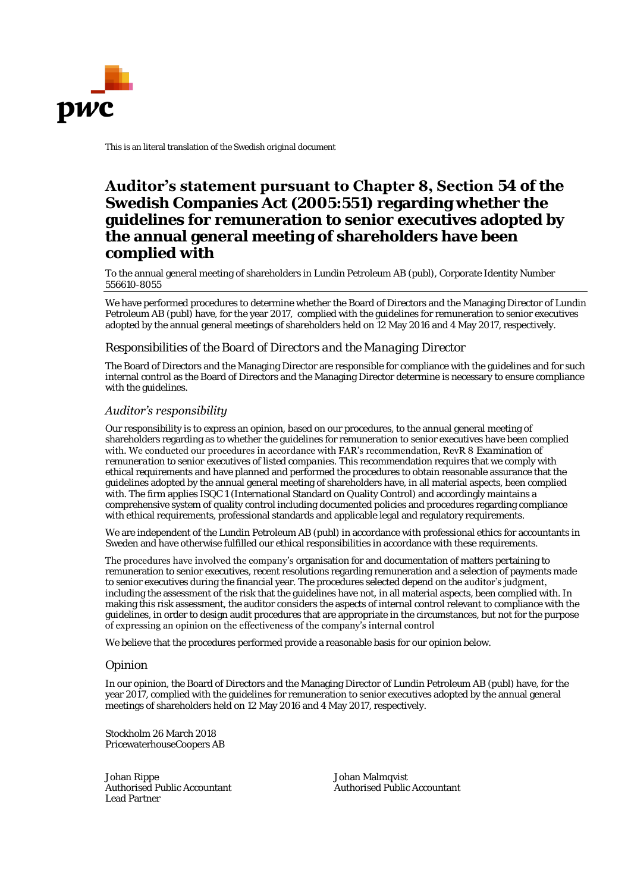This is an literal translation of the Swedish original document

# Auditor's statement pursuant to Chapter 8, Section 54 of the Swedish Companies Act (2005:551) regarding whether the guidelines for remuneration to senior executives adopted by the annual general meeting of shareholders have been complied with

To the annual general meeting of shareholders in Lundin Petroleum AB (publ), Corporate Identity Number 556610-8055

We have performed procedures to determine whether the Board of Directors and the Managing Director of Lundin Petroleum AB (publ) have, for the year 2017, complied with the guidelines for remuneration to senior executives adopted by the annual general meetings of shareholders held on 12 May 2016 and 4 May 2017, respectively.

## *Responsibilities of the Board of Directors and the Managing Director*

The Board of Directors and the Managing Director are responsible for compliance with the guidelines and for such internal control as the Board of Directors and the Managing Director determine is necessary to ensure compliance with the guidelines.

## *Auditor's responsibility*

Our responsibility is to express an opinion, based on our procedures, to the annual general meeting of shareholders regarding as to whether the guidelines for remuneration to senior executives have been complied with. We conducted our procedures in accordance with FAR's recommendation, RevR 8 *Examination of remuneration to senior executives of listed companies*. This recommendation requires that we comply with ethical requirements and have planned and performed the procedures to obtain reasonable assurance that the guidelines adopted by the annual general meeting of shareholders have, in all material aspects, been complied with. The firm applies ISQC 1 (International Standard on Quality Control) and accordingly maintains a comprehensive system of quality control including documented policies and procedures regarding compliance with ethical requirements, professional standards and applicable legal and regulatory requirements.

We are independent of the Lundin Petroleum AB (publ) in accordance with professional ethics for accountants in Sweden and have otherwise fulfilled our ethical responsibilities in accordance with these requirements.

The procedures have involved the company's organisation for and documentation of matters pertaining to remuneration to senior executives, recent resolutions regarding remuneration and a selection of payments made to senior executives during the financial year. The procedures selected depend on the auditor's judgment, including the assessment of the risk that the guidelines have not, in all material aspects, been complied with. In making this risk assessment, the auditor considers the aspects of internal control relevant to compliance with the guidelines, in order to design audit procedures that are appropriate in the circumstances, but not for the purpose of expressing an opinion on the effectiveness of the company's internal control

We believe that the procedures performed provide a reasonable basis for our opinion below.

## Opinion

In our opinion, the Board of Directors and the Managing Director of Lundin Petroleum AB (publ) have, for the year 2017, complied with the guidelines for remuneration to senior executives adopted by the annual general meetings of shareholders held on 12 May 2016 and 4 May 2017, respectively.

Stockholm 26 March 2018
PricewaterhouseCoopers AB

Johan Rippe
Authorised Public Accountant
Lead Partner

Johan Malmqvist
Authorised Public Accountant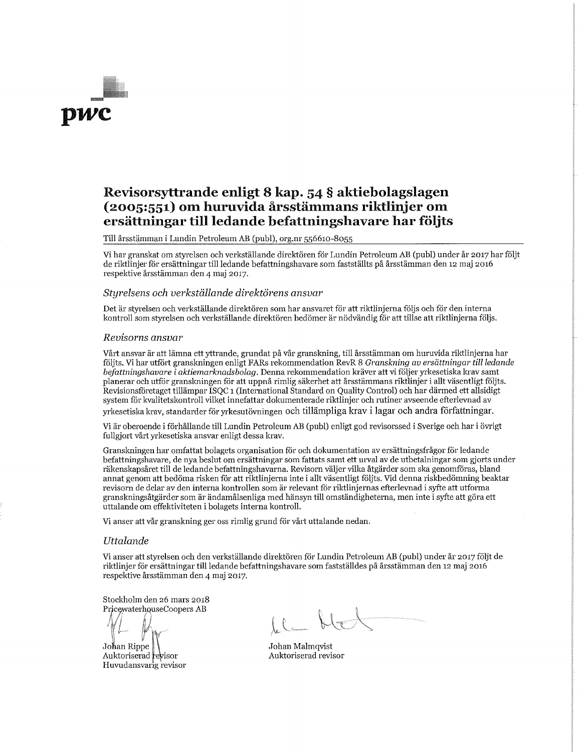pwc

# Revisorsyttrande enligt 8 kap. 54 § aktiebolagslagen (2005:551) om huruvida årsstämmans riktlinjer om ersättningar till ledande befattningshavare har följts

Till årsstämman i Lundin Petroleum AB (publ), org.nr 556610-8055

Vi har granskat om styrelsen och verkställande direktören för Lundin Petroleum AB (publ) under år 2017 har följt de riktlinjer för ersättningar till ledande befattningshavare som fastställts på årsstämman den 12 maj 2016 respektive årsstämman den 4 maj 2017.

### *Styrelsens och verkställande direktörens ansvar*

Det är styrelsen och verkställande direktören som har ansvaret för att riktlinjerna följs och för den interna kontroll som styrelsen och verkställande direktören bedömer är nödvändig för att tillse att riktlinjerna följs.

### *Revisorns ansvar*

Vårt ansvar är att lämna ett yttrande, grundat på vår granskning, till årsstämman om huruvida riktlinjerna har följts. Vi har utfört granskningen enligt FARs rekommendation RevR 8 *Granskning av ersättningar till ledande befattningshavare i aktiemarknadsbolag*. Denna rekommendation kräver att vi följer yrkesetiska krav samt planerar och utför granskningen för att uppnå rimlig säkerhet att årsstämmans riktlinjer i allt väsentligt följts. Revisionsföretaget tillämpar ISQC 1 (International Standard on Quality Control) och har därmed ett allsidigt system för kvalitetskontroll vilket innefattar dokumenterade riktlinjer och rutiner avseende efterlevnad av yrkesetiska krav, standarder för yrkesutövningen och tillämpliga krav i lagar och andra författningar.

Vi är oberoende i förhållande till Lundin Petroleum AB (publ) enligt god revisorssed i Sverige och har i övrigt fullgjort vårt yrkesetiska ansvar enligt dessa krav.

Granskningen har omfattat bolagets organisation för och dokumentation av ersättningsfrågor för ledande befattningshavare, de nya beslut om ersättningar som fattats samt ett urval av de utbetalningar som gjorts under räkenskapsåret till de ledande befattningshavarna. Revisorn väljer vilka åtgärder som ska genomföras, bland annat genom att bedöma risken för att riktlinjerna inte i allt väsentligt följts. Vid denna riskbedömning beaktar revisorn de delar av den interna kontrollen som är relevant för riktlinjernas efterlevnad i syfte att utforma granskningsåtgärder som är ändamålsenliga med hänsyn till omständigheterna, men inte i syfte att göra ett uttalande om effektiviteten i bolagets interna kontroll.

Vi anser att vår granskning ger oss rimlig grund för vårt uttalande nedan.

### *Uttalande*

Vi anser att styrelsen och den verkställande direktören för Lundin Petroleum AB (publ) under år 2017 följt de riktlinjer för ersättningar till ledande befattningshavare som fastställdes på årsstämman den 12 maj 2016 respektive årsstämman den 4 maj 2017.

Stockholm den 26 mars 2018
PricewaterhouseCoopers AB

Johan Rippe
Auktoriserad revisor
Huvudansvarig revisor

Johan Malmqvist
Auktoriserad revisor